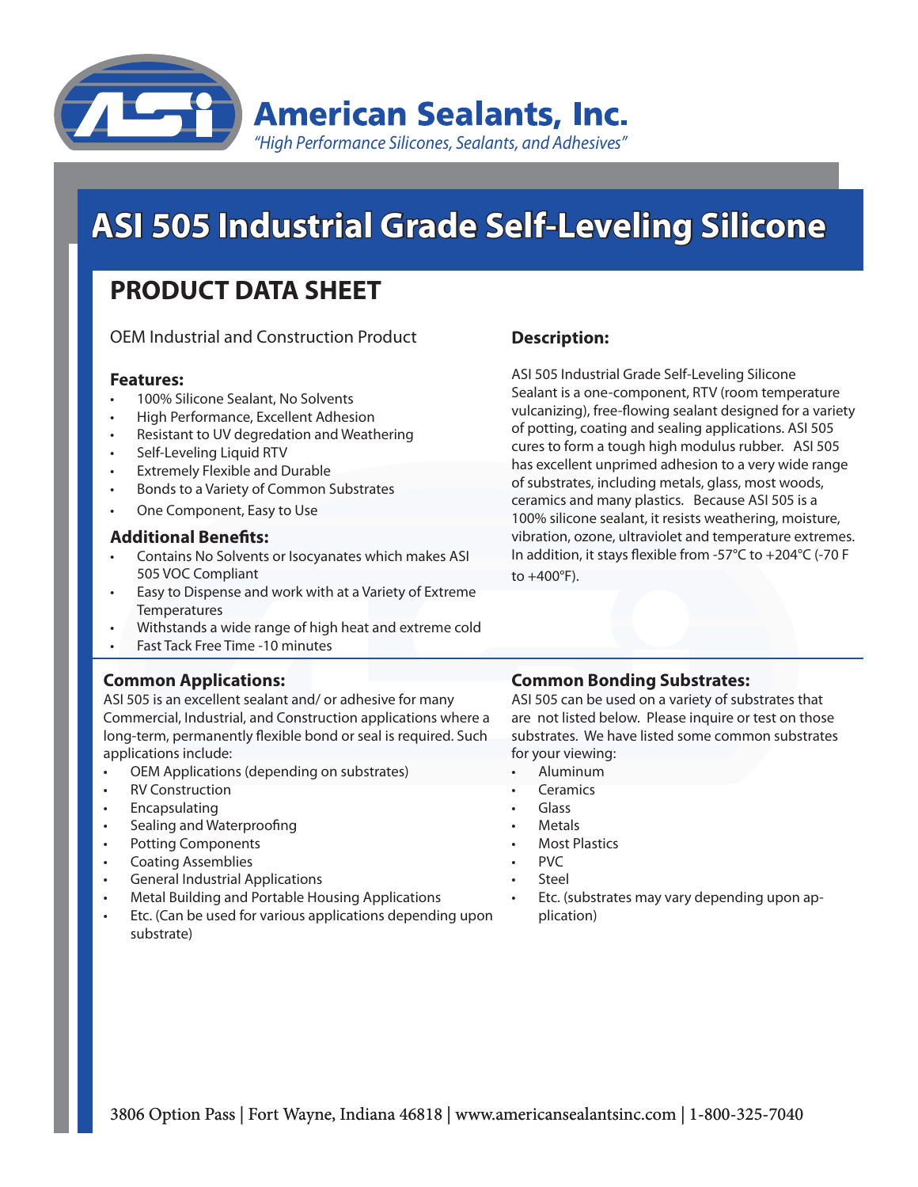# American Sealants, Inc.

*"High Performance Silicones, Sealants, and Adhesives"*

# ASI 505 Industrial Grade Self-Leveling Silicone

## PRODUCT DATA SHEET

OEM Industrial and Construction Product

### Features:

- 100% Silicone Sealant, No Solvents
- High Performance, Excellent Adhesion
- Resistant to UV degredation and Weathering
- Self-Leveling Liquid RTV
- Extremely Flexible and Durable
- Bonds to a Variety of Common Substrates
- One Component, Easy to Use

### Additional Benefits:

- Contains No Solvents or Isocyanates which makes ASI 505 VOC Compliant
- Easy to Dispense and work with at a Variety of Extreme Temperatures
- Withstands a wide range of high heat and extreme cold
- Fast Tack Free Time -10 minutes

### Description:

ASI 505 Industrial Grade Self-Leveling Silicone Sealant is a one-component, RTV (room temperature vulcanizing), free-flowing sealant designed for a variety of potting, coating and sealing applications. ASI 505 cures to form a tough high modulus rubber. ASI 505 has excellent unprimed adhesion to a very wide range of substrates, including metals, glass, most woods, ceramics and many plastics. Because ASI 505 is a 100% silicone sealant, it resists weathering, moisture, vibration, ozone, ultraviolet and temperature extremes. In addition, it stays flexible from -57°C to +204°C (-70 F to +400°F).

### Common Applications:

ASI 505 is an excellent sealant and/ or adhesive for many Commercial, Industrial, and Construction applications where a long-term, permanently flexible bond or seal is required. Such applications include:

- OEM Applications (depending on substrates)
- RV Construction
- Encapsulating
- Sealing and Waterproofing
- Potting Components
- Coating Assemblies
- General Industrial Applications
- Metal Building and Portable Housing Applications
- Etc. (Can be used for various applications depending upon substrate)

### Common Bonding Substrates:

ASI 505 can be used on a variety of substrates that are not listed below. Please inquire or test on those substrates. We have listed some common substrates for your viewing:

- Aluminum
- Ceramics
- Glass
- Metals
- Most Plastics
- PVC
- Steel
- Etc. (substrates may vary depending upon application)

3806 Option Pass | Fort Wayne, Indiana 46818 | www.americansealantsinc.com | 1-800-325-7040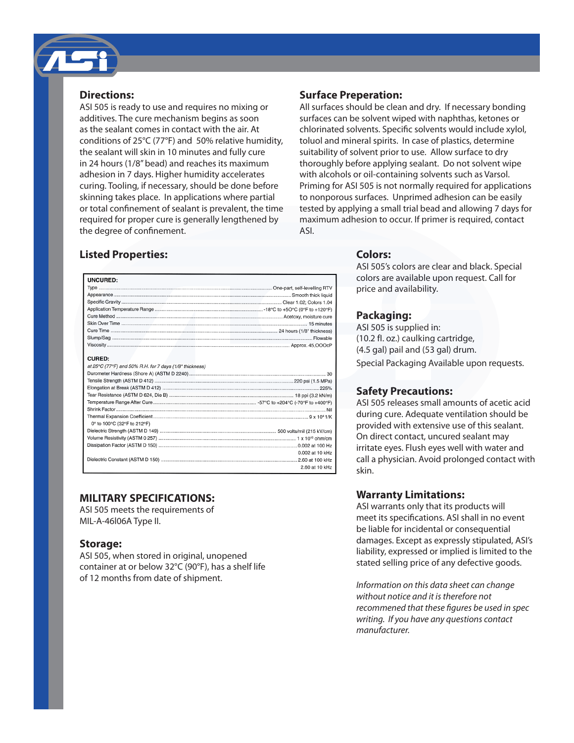## Directions:

ASI 505 is ready to use and requires no mixing or additives. The cure mechanism begins as soon as the sealant comes in contact with the air. At conditions of 25°C (77°F) and 50% relative humidity, the sealant will skin in 10 minutes and fully cure in 24 hours (1/8" bead) and reaches its maximum adhesion in 7 days. Higher humidity accelerates curing. Tooling, if necessary, should be done before skinning takes place. In applications where partial or total confinement of sealant is prevalent, the time required for proper cure is generally lengthened by the degree of confinement.

## Surface Preperation:

All surfaces should be clean and dry. If necessary bonding surfaces can be solvent wiped with naphthas, ketones or chlorinated solvents. Specific solvents would include xylol, toluol and mineral spirits. In case of plastics, determine suitability of solvent prior to use. Allow surface to dry thoroughly before applying sealant. Do not solvent wipe with alcohols or oil-containing solvents such as Varsol. Priming for ASI 505 is not normally required for applications to nonporous surfaces. Unprimed adhesion can be easily tested by applying a small trial bead and allowing 7 days for maximum adhesion to occur. If primer is required, contact ASI.

## Listed Properties:

| | |
|---|---|
| **UNCURED:** | |
| Type | One-part, self-levelling RTV |
| Appearance | Smooth thick liquid |
| Specific Gravity | Clear 1.02; Colors 1.04 |
| Application Temperature Range | -18°C to +50°C (0°F to +120°F) |
| Cure Method | Acetoxy, moisture cure |
| Skin Over Time | 15 minutes |
| Cure Time | 24 hours (1/8" thickness) |
| Slump/Sag | Flowable |
| Viscosity | Approx. 45,000cP |
| **CURED:** | |
| *at 25°C (77°F) and 50% R.H. for 7 days (1/8" thickness)* | |
| Durometer Hardness (Shore A) (ASTM D 2240) | 30 |
| Tensile Strength (ASTM D 412) | 220 psi (1.5 MPa) |
| Elongation at Break (ASTM D 412) | 225% |
| Tear Resistance (ASTM D 624, Die B) | 18 ppi (3.2 kN/m) |
| Temperature Range After Cure | -57°C to +204°C (-70°F to +400°F) |
| Shrink Factor | Nil |
| Thermal Expansion Coefficient 0° to 100°C (32°F to 212°F) | $9 \times 10^{-4}$ 1/K |
| Dielectric Strength (ASTM D 149) | 500 volts/mil (215 kV/cm) |
| Volume Resistivity (ASTM D 257) | $1 \times 10^{15}$ ohm/cm |
| Dissipation Factor (ASTM D 150) | 0.002 at 100 Hz; 0.002 at 10 kHz |
| Dielectric Constant (ASTM D 150) | 2.60 at 100 kHz; 2.60 at 10 kHz |

## Colors:

ASI 505's colors are clear and black. Special colors are available upon request. Call for price and availability.

## Packaging:

ASI 505 is supplied in:
(10.2 fl. oz.) caulking cartridge,
(4.5 gal) pail and (53 gal) drum.

Special Packaging Available upon requests.

## MILITARY SPECIFICATIONS:

ASI 505 meets the requirements of MIL-A-46l06A Type II.

## Storage:

ASI 505, when stored in original, unopened container at or below 32°C (90°F), has a shelf life of 12 months from date of shipment.

## Safety Precautions:

ASI 505 releases small amounts of acetic acid during cure. Adequate ventilation should be provided with extensive use of this sealant. On direct contact, uncured sealant may irritate eyes. Flush eyes well with water and call a physician. Avoid prolonged contact with skin.

## Warranty Limitations:

ASI warrants only that its products will meet its specifications. ASI shall in no event be liable for incidental or consequential damages. Except as expressly stipulated, ASI's liability, expressed or implied is limited to the stated selling price of any defective goods.

*Information on this data sheet can change without notice and it is therefore not recommened that these figures be used in spec writing. If you have any questions contact manufacturer.*